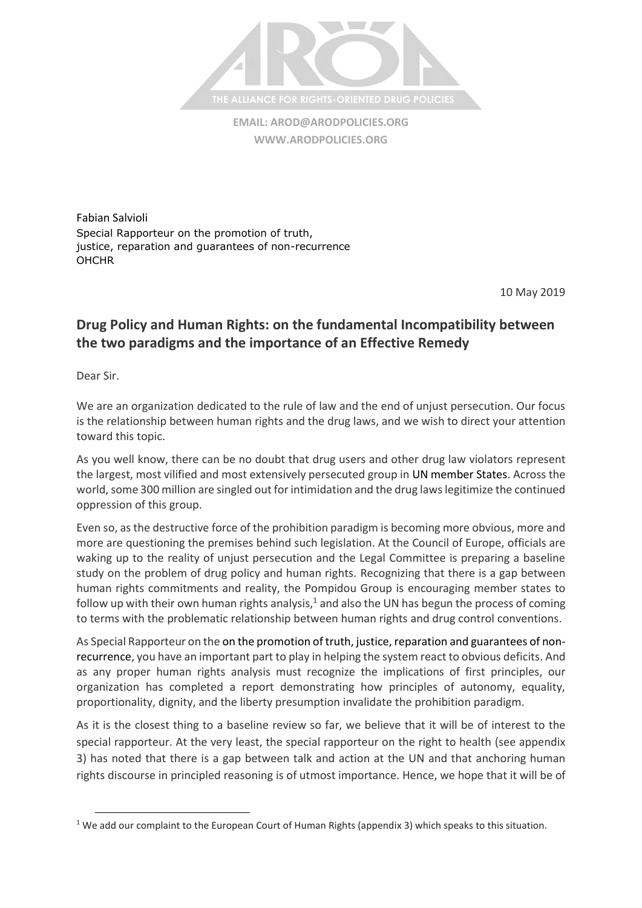THE ALLIANCE FOR RIGHTS-ORIENTED DRUG POLICIES

**EMAIL: AROD@ARODPOLICIES.ORG**
**WWW.ARODPOLICIES.ORG**

Fabian Salvioli
Special Rapporteur on the promotion of truth,
justice, reparation and guarantees of non-recurrence
OHCHR

10 May 2019

## Drug Policy and Human Rights: on the fundamental Incompatibility between the two paradigms and the importance of an Effective Remedy

Dear Sir.

We are an organization dedicated to the rule of law and the end of unjust persecution. Our focus is the relationship between human rights and the drug laws, and we wish to direct your attention toward this topic.

As you well know, there can be no doubt that drug users and other drug law violators represent the largest, most vilified and most extensively persecuted group in UN member States. Across the world, some 300 million are singled out for intimidation and the drug laws legitimize the continued oppression of this group.

Even so, as the destructive force of the prohibition paradigm is becoming more obvious, more and more are questioning the premises behind such legislation. At the Council of Europe, officials are waking up to the reality of unjust persecution and the Legal Committee is preparing a baseline study on the problem of drug policy and human rights. Recognizing that there is a gap between human rights commitments and reality, the Pompidou Group is encouraging member states to follow up with their own human rights analysis,[1] and also the UN has begun the process of coming to terms with the problematic relationship between human rights and drug control conventions.

As Special Rapporteur on the on the promotion of truth, justice, reparation and guarantees of non-recurrence, you have an important part to play in helping the system react to obvious deficits. And as any proper human rights analysis must recognize the implications of first principles, our organization has completed a report demonstrating how principles of autonomy, equality, proportionality, dignity, and the liberty presumption invalidate the prohibition paradigm.

As it is the closest thing to a baseline review so far, we believe that it will be of interest to the special rapporteur. At the very least, the special rapporteur on the right to health (see appendix 3) has noted that there is a gap between talk and action at the UN and that anchoring human rights discourse in principled reasoning is of utmost importance. Hence, we hope that it will be of

[1] We add our complaint to the European Court of Human Rights (appendix 3) which speaks to this situation.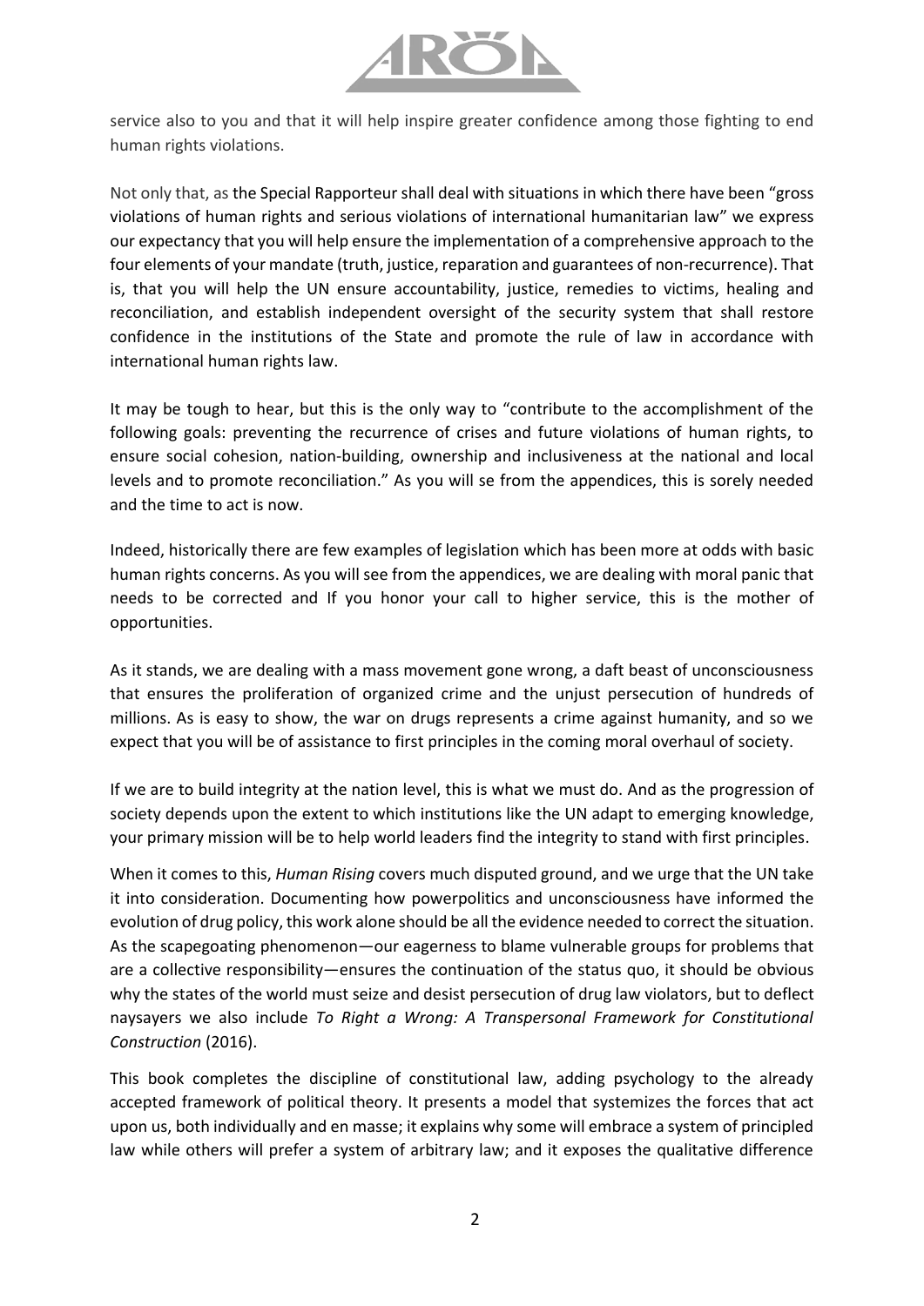service also to you and that it will help inspire greater confidence among those fighting to end human rights violations.

Not only that, as the Special Rapporteur shall deal with situations in which there have been "gross violations of human rights and serious violations of international humanitarian law" we express our expectancy that you will help ensure the implementation of a comprehensive approach to the four elements of your mandate (truth, justice, reparation and guarantees of non-recurrence). That is, that you will help the UN ensure accountability, justice, remedies to victims, healing and reconciliation, and establish independent oversight of the security system that shall restore confidence in the institutions of the State and promote the rule of law in accordance with international human rights law.

It may be tough to hear, but this is the only way to "contribute to the accomplishment of the following goals: preventing the recurrence of crises and future violations of human rights, to ensure social cohesion, nation-building, ownership and inclusiveness at the national and local levels and to promote reconciliation." As you will se from the appendices, this is sorely needed and the time to act is now.

Indeed, historically there are few examples of legislation which has been more at odds with basic human rights concerns. As you will see from the appendices, we are dealing with moral panic that needs to be corrected and If you honor your call to higher service, this is the mother of opportunities.

As it stands, we are dealing with a mass movement gone wrong, a daft beast of unconsciousness that ensures the proliferation of organized crime and the unjust persecution of hundreds of millions. As is easy to show, the war on drugs represents a crime against humanity, and so we expect that you will be of assistance to first principles in the coming moral overhaul of society.

If we are to build integrity at the nation level, this is what we must do. And as the progression of society depends upon the extent to which institutions like the UN adapt to emerging knowledge, your primary mission will be to help world leaders find the integrity to stand with first principles.

When it comes to this, *Human Rising* covers much disputed ground, and we urge that the UN take it into consideration. Documenting how powerpolitics and unconsciousness have informed the evolution of drug policy, this work alone should be all the evidence needed to correct the situation. As the scapegoating phenomenon—our eagerness to blame vulnerable groups for problems that are a collective responsibility—ensures the continuation of the status quo, it should be obvious why the states of the world must seize and desist persecution of drug law violators, but to deflect naysayers we also include *To Right a Wrong: A Transpersonal Framework for Constitutional Construction* (2016).

This book completes the discipline of constitutional law, adding psychology to the already accepted framework of political theory. It presents a model that systemizes the forces that act upon us, both individually and en masse; it explains why some will embrace a system of principled law while others will prefer a system of arbitrary law; and it exposes the qualitative difference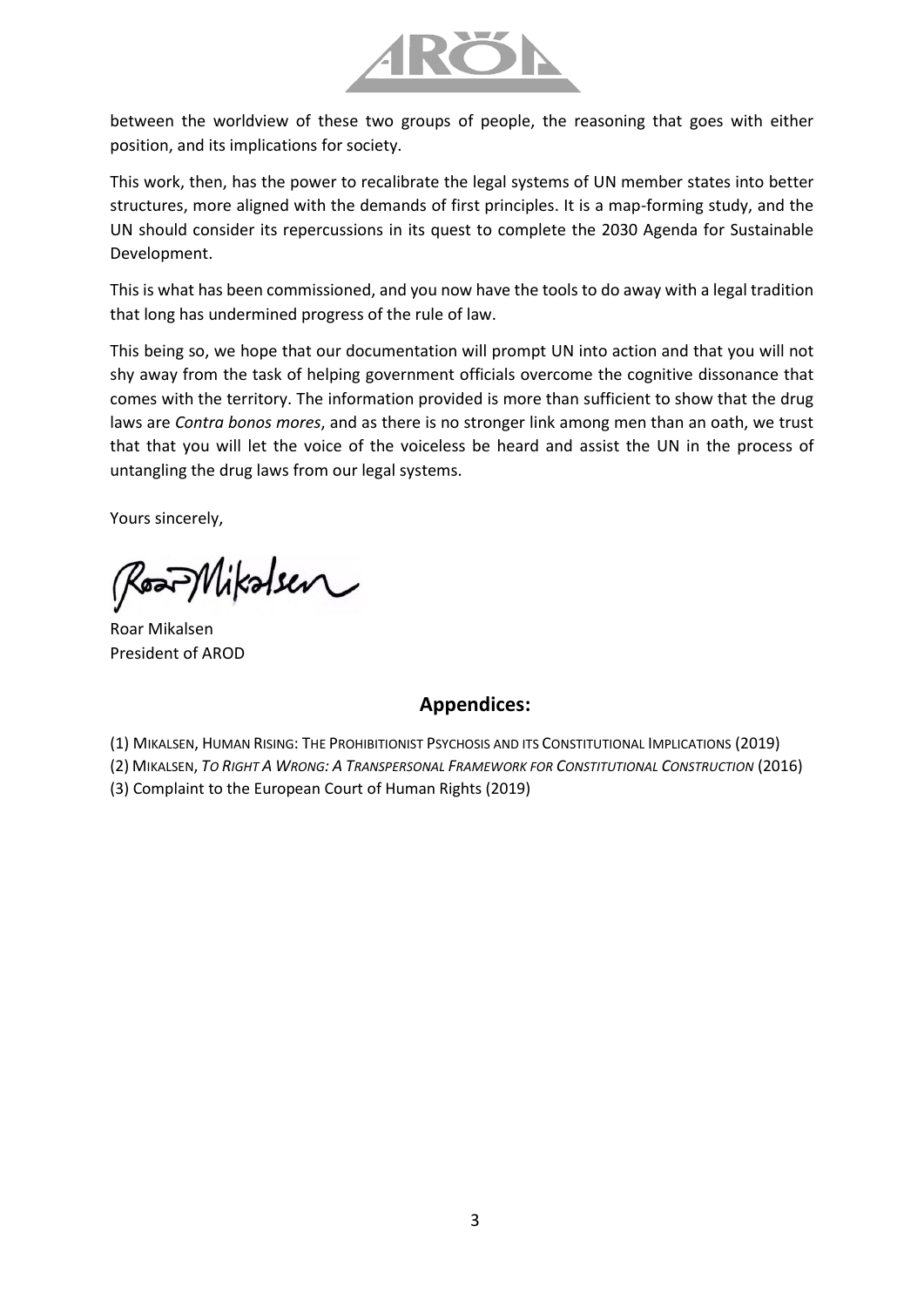between the worldview of these two groups of people, the reasoning that goes with either position, and its implications for society.

This work, then, has the power to recalibrate the legal systems of UN member states into better structures, more aligned with the demands of first principles. It is a map-forming study, and the UN should consider its repercussions in its quest to complete the 2030 Agenda for Sustainable Development.

This is what has been commissioned, and you now have the tools to do away with a legal tradition that long has undermined progress of the rule of law.

This being so, we hope that our documentation will prompt UN into action and that you will not shy away from the task of helping government officials overcome the cognitive dissonance that comes with the territory. The information provided is more than sufficient to show that the drug laws are *Contra bonos mores*, and as there is no stronger link among men than an oath, we trust that that you will let the voice of the voiceless be heard and assist the UN in the process of untangling the drug laws from our legal systems.

Yours sincerely,

Roar Mikalsen
President of AROD

## Appendices:

(1) MIKALSEN, HUMAN RISING: THE PROHIBITIONIST PSYCHOSIS AND ITS CONSTITUTIONAL IMPLICATIONS (2019)
(2) MIKALSEN, *TO RIGHT A WRONG: A TRANSPERSONAL FRAMEWORK FOR CONSTITUTIONAL CONSTRUCTION* (2016)
(3) Complaint to the European Court of Human Rights (2019)